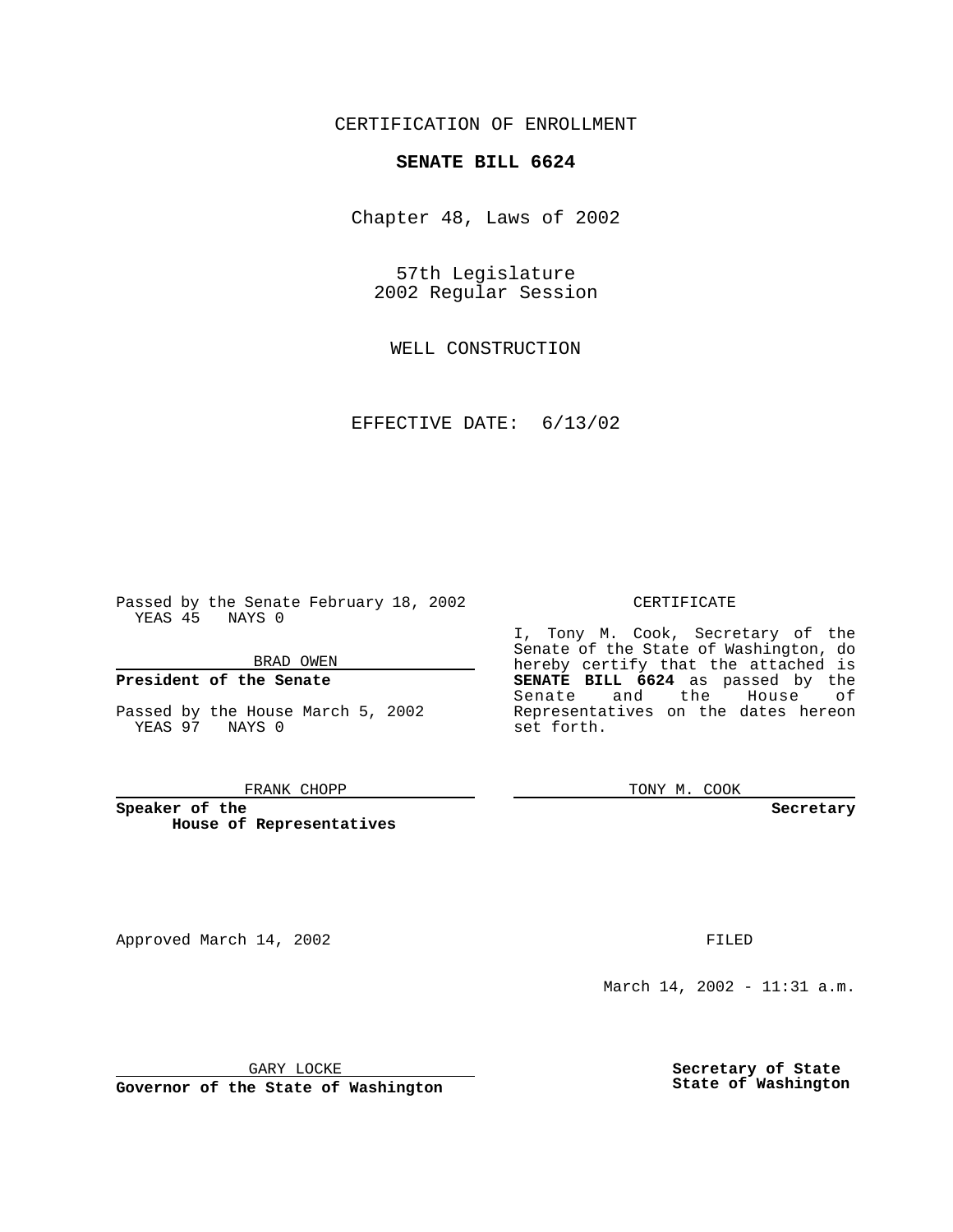CERTIFICATION OF ENROLLMENT

# SENATE BILL 6624

Chapter 48, Laws of 2002

57th Legislature
2002 Regular Session

WELL CONSTRUCTION

EFFECTIVE DATE: 6/13/02

Passed by the Senate February 18, 2002
YEAS 45 NAYS 0

BRAD OWEN

**President of the Senate**

Passed by the House March 5, 2002
YEAS 97 NAYS 0

FRANK CHOPP

**Speaker of the House of Representatives**

CERTIFICATE

I, Tony M. Cook, Secretary of the Senate of the State of Washington, do hereby certify that the attached is **SENATE BILL 6624** as passed by the Senate and the House of Representatives on the dates hereon set forth.

TONY M. COOK

**Secretary**

Approved March 14, 2002

GARY LOCKE

**Governor of the State of Washington**

FILED

March 14, 2002 - 11:31 a.m.

**Secretary of State**
**State of Washington**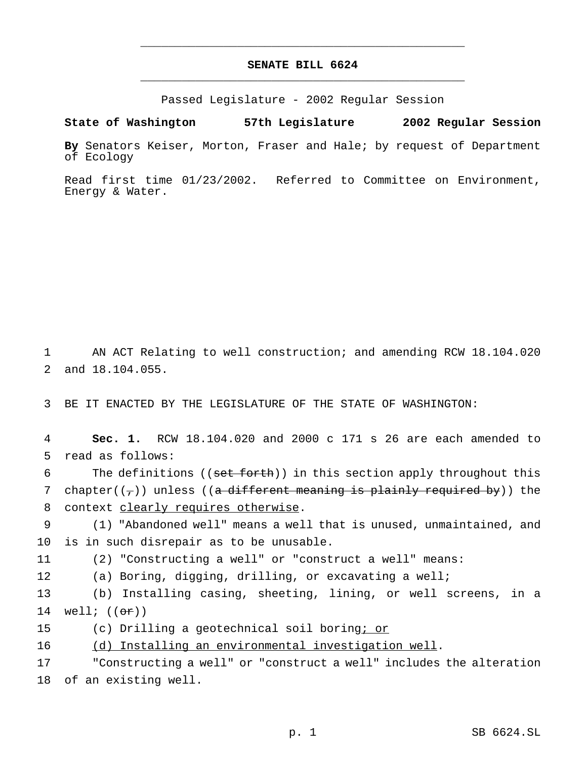# SENATE BILL 6624

Passed Legislature - 2002 Regular Session

**State of Washington 57th Legislature 2002 Regular Session**

**By** Senators Keiser, Morton, Fraser and Hale; by request of Department of Ecology

Read first time 01/23/2002. Referred to Committee on Environment, Energy & Water.

AN ACT Relating to well construction; and amending RCW 18.104.020 and 18.104.055.

BE IT ENACTED BY THE LEGISLATURE OF THE STATE OF WASHINGTON:

**Sec. 1.** RCW 18.104.020 and 2000 c 171 s 26 are each amended to read as follows:

The definitions ((~~set forth~~)) in this section apply throughout this chapter((~~,~~)) unless ((~~a different meaning is plainly required by~~)) the context <u>clearly requires otherwise</u>.

(1) "Abandoned well" means a well that is unused, unmaintained, and is in such disrepair as to be unusable.

(2) "Constructing a well" or "construct a well" means:

(a) Boring, digging, drilling, or excavating a well;

(b) Installing casing, sheeting, lining, or well screens, in a well; ((~~or~~))

(c) Drilling a geotechnical soil boring<u>; or</u>

<u>(d) Installing an environmental investigation well</u>.

"Constructing a well" or "construct a well" includes the alteration of an existing well.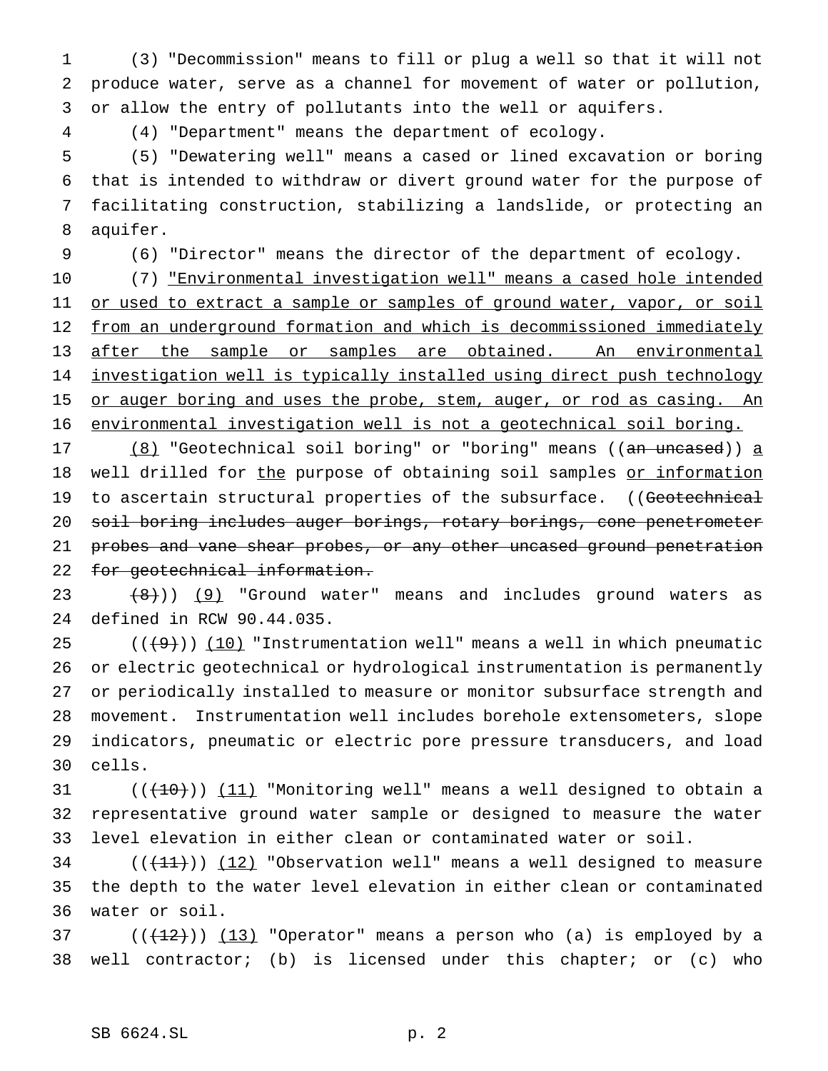(3) "Decommission" means to fill or plug a well so that it will not produce water, serve as a channel for movement of water or pollution, or allow the entry of pollutants into the well or aquifers.

(4) "Department" means the department of ecology.

(5) "Dewatering well" means a cased or lined excavation or boring that is intended to withdraw or divert ground water for the purpose of facilitating construction, stabilizing a landslide, or protecting an aquifer.

(6) "Director" means the director of the department of ecology.

(7) <u>"Environmental investigation well" means a cased hole intended or used to extract a sample or samples of ground water, vapor, or soil from an underground formation and which is decommissioned immediately after the sample or samples are obtained. An environmental investigation well is typically installed using direct push technology or auger boring and uses the probe, stem, auger, or rod as casing. An environmental investigation well is not a geotechnical soil boring.</u>

<u>(8)</u> "Geotechnical soil boring" or "boring" means ((~~an uncased~~)) <u>a</u> well drilled for <u>the</u> purpose of obtaining soil samples <u>or information</u> to ascertain structural properties of the subsurface. ((~~Geotechnical soil boring includes auger borings, rotary borings, cone penetrometer probes and vane shear probes, or any other uncased ground penetration for geotechnical information.~~

~~(8)~~)) <u>(9)</u> "Ground water" means and includes ground waters as defined in RCW 90.44.035.

((~~(9)~~)) <u>(10)</u> "Instrumentation well" means a well in which pneumatic or electric geotechnical or hydrological instrumentation is permanently or periodically installed to measure or monitor subsurface strength and movement. Instrumentation well includes borehole extensometers, slope indicators, pneumatic or electric pore pressure transducers, and load cells.

((~~(10)~~)) <u>(11)</u> "Monitoring well" means a well designed to obtain a representative ground water sample or designed to measure the water level elevation in either clean or contaminated water or soil.

((~~(11)~~)) <u>(12)</u> "Observation well" means a well designed to measure the depth to the water level elevation in either clean or contaminated water or soil.

((~~(12)~~)) <u>(13)</u> "Operator" means a person who (a) is employed by a well contractor; (b) is licensed under this chapter; or (c) who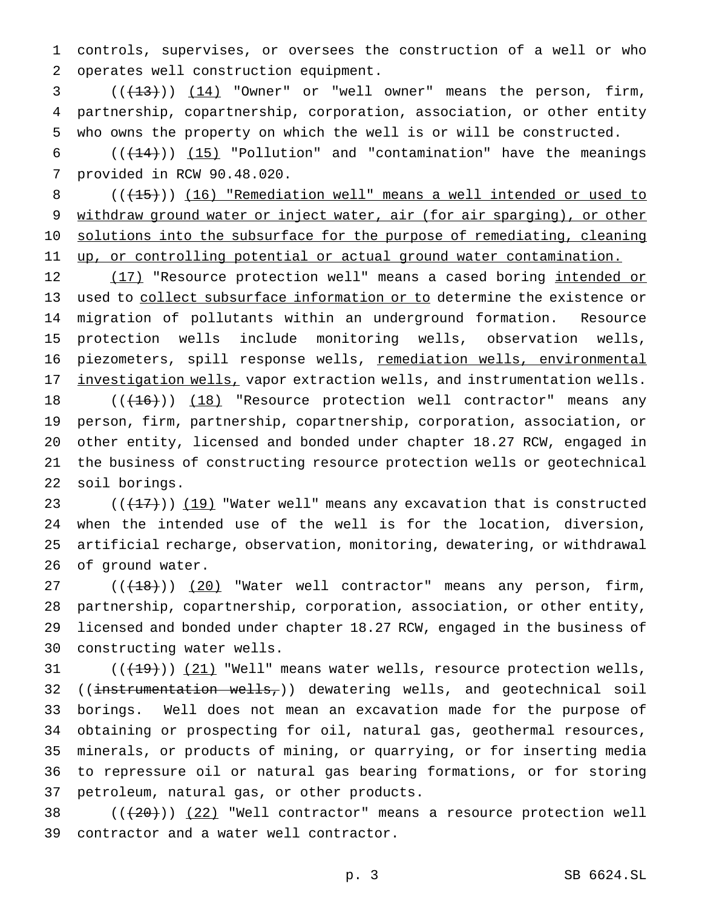controls, supervises, or oversees the construction of a well or who operates well construction equipment.

((~~(13)~~)) (14) "Owner" or "well owner" means the person, firm, partnership, copartnership, corporation, association, or other entity who owns the property on which the well is or will be constructed.

((~~(14)~~)) (15) "Pollution" and "contamination" have the meanings provided in RCW 90.48.020.

((~~(15)~~)) (16) "Remediation well" means a well intended or used to withdraw ground water or inject water, air (for air sparging), or other solutions into the subsurface for the purpose of remediating, cleaning up, or controlling potential or actual ground water contamination.

(17) "Resource protection well" means a cased boring intended or used to collect subsurface information or to determine the existence or migration of pollutants within an underground formation. Resource protection wells include monitoring wells, observation wells, piezometers, spill response wells, remediation wells, environmental investigation wells, vapor extraction wells, and instrumentation wells.

((~~(16)~~)) (18) "Resource protection well contractor" means any person, firm, partnership, copartnership, corporation, association, or other entity, licensed and bonded under chapter 18.27 RCW, engaged in the business of constructing resource protection wells or geotechnical soil borings.

((~~(17)~~)) (19) "Water well" means any excavation that is constructed when the intended use of the well is for the location, diversion, artificial recharge, observation, monitoring, dewatering, or withdrawal of ground water.

((~~(18)~~)) (20) "Water well contractor" means any person, firm, partnership, copartnership, corporation, association, or other entity, licensed and bonded under chapter 18.27 RCW, engaged in the business of constructing water wells.

((~~(19)~~)) (21) "Well" means water wells, resource protection wells, ((~~instrumentation wells,~~)) dewatering wells, and geotechnical soil borings. Well does not mean an excavation made for the purpose of obtaining or prospecting for oil, natural gas, geothermal resources, minerals, or products of mining, or quarrying, or for inserting media to repressure oil or natural gas bearing formations, or for storing petroleum, natural gas, or other products.

((~~(20)~~)) (22) "Well contractor" means a resource protection well contractor and a water well contractor.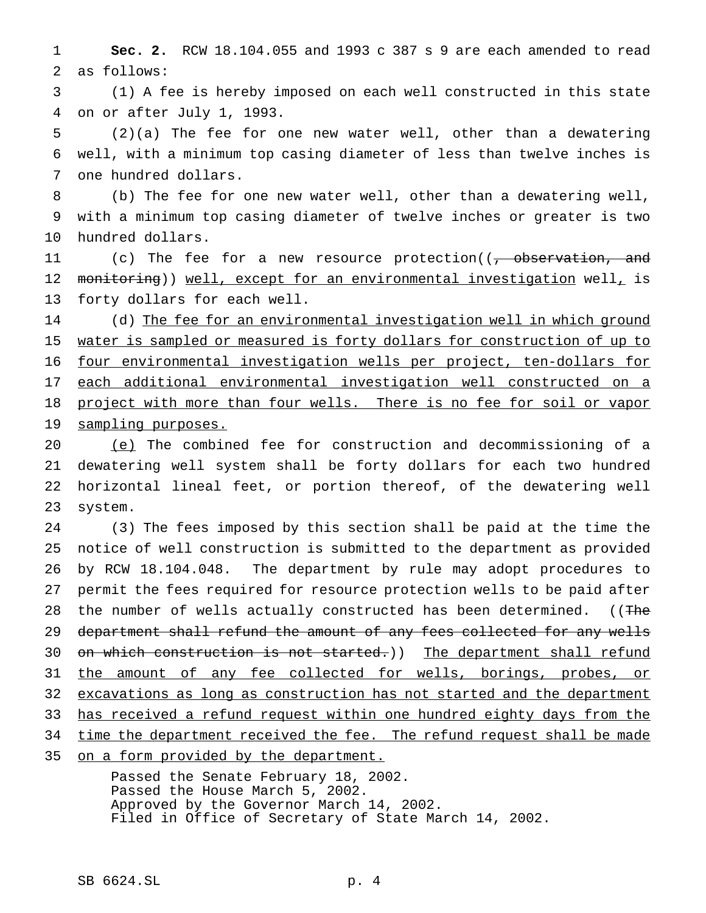**Sec. 2.** RCW 18.104.055 and 1993 c 387 s 9 are each amended to read as follows:

(1) A fee is hereby imposed on each well constructed in this state on or after July 1, 1993.

(2)(a) The fee for one new water well, other than a dewatering well, with a minimum top casing diameter of less than twelve inches is one hundred dollars.

(b) The fee for one new water well, other than a dewatering well, with a minimum top casing diameter of twelve inches or greater is two hundred dollars.

(c) The fee for a new resource protection((~~, observation, and monitoring~~)) well, except for an environmental investigation well, is forty dollars for each well.

(d) The fee for an environmental investigation well in which ground water is sampled or measured is forty dollars for construction of up to four environmental investigation wells per project, ten-dollars for each additional environmental investigation well constructed on a project with more than four wells. There is no fee for soil or vapor sampling purposes.

(e) The combined fee for construction and decommissioning of a dewatering well system shall be forty dollars for each two hundred horizontal lineal feet, or portion thereof, of the dewatering well system.

(3) The fees imposed by this section shall be paid at the time the notice of well construction is submitted to the department as provided by RCW 18.104.048. The department by rule may adopt procedures to permit the fees required for resource protection wells to be paid after the number of wells actually constructed has been determined. ((~~The department shall refund the amount of any fees collected for any wells on which construction is not started.~~)) The department shall refund the amount of any fee collected for wells, borings, probes, or excavations as long as construction has not started and the department has received a refund request within one hundred eighty days from the time the department received the fee. The refund request shall be made on a form provided by the department.

Passed the Senate February 18, 2002.
Passed the House March 5, 2002.
Approved by the Governor March 14, 2002.
Filed in Office of Secretary of State March 14, 2002.